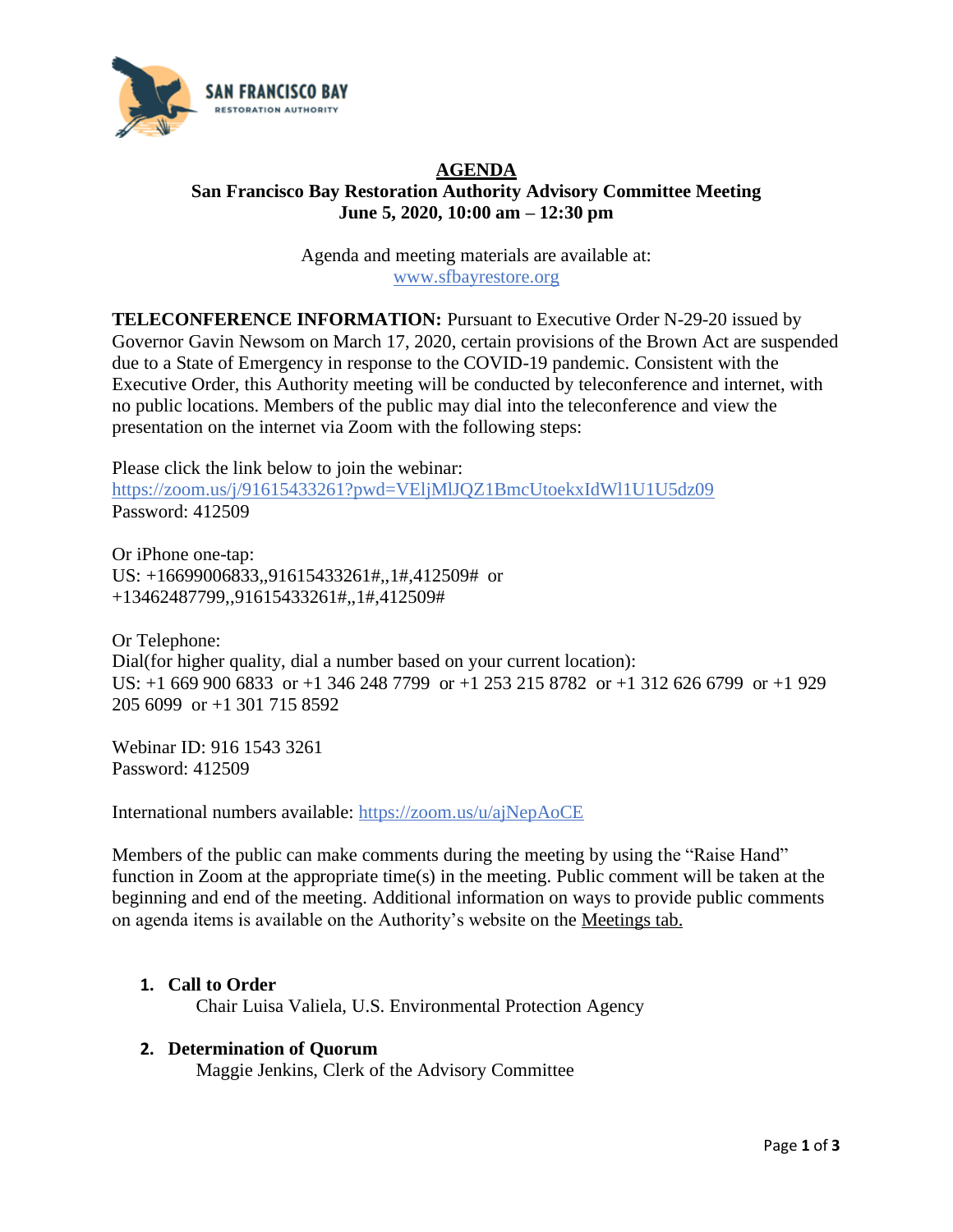# AGENDA

## San Francisco Bay Restoration Authority Advisory Committee Meeting
## June 5, 2020, 10:00 am – 12:30 pm

Agenda and meeting materials are available at:
[www.sfbayrestore.org](www.sfbayrestore.org)

**TELECONFERENCE INFORMATION:** Pursuant to Executive Order N-29-20 issued by Governor Gavin Newsom on March 17, 2020, certain provisions of the Brown Act are suspended due to a State of Emergency in response to the COVID-19 pandemic. Consistent with the Executive Order, this Authority meeting will be conducted by teleconference and internet, with no public locations. Members of the public may dial into the teleconference and view the presentation on the internet via Zoom with the following steps:

Please click the link below to join the webinar:
[https://zoom.us/j/91615433261?pwd=VEljMlJQZ1BmcUtoekxIdWl1U1U5dz09](https://zoom.us/j/91615433261?pwd=VEljMlJQZ1BmcUtoekxIdWl1U1U5dz09)
Password: 412509

Or iPhone one-tap:
US: +16699006833,,91615433261#,,1#,412509# or
+13462487799,,91615433261#,,1#,412509#

Or Telephone:
Dial(for higher quality, dial a number based on your current location):
US: +1 669 900 6833 or +1 346 248 7799 or +1 253 215 8782 or +1 312 626 6799 or +1 929 205 6099 or +1 301 715 8592

Webinar ID: 916 1543 3261
Password: 412509

International numbers available: [https://zoom.us/u/ajNepAoCE](https://zoom.us/u/ajNepAoCE)

Members of the public can make comments during the meeting by using the "Raise Hand" function in Zoom at the appropriate time(s) in the meeting. Public comment will be taken at the beginning and end of the meeting. Additional information on ways to provide public comments on agenda items is available on the Authority's website on the Meetings tab.

1. **Call to Order**
   Chair Luisa Valiela, U.S. Environmental Protection Agency

2. **Determination of Quorum**
   Maggie Jenkins, Clerk of the Advisory Committee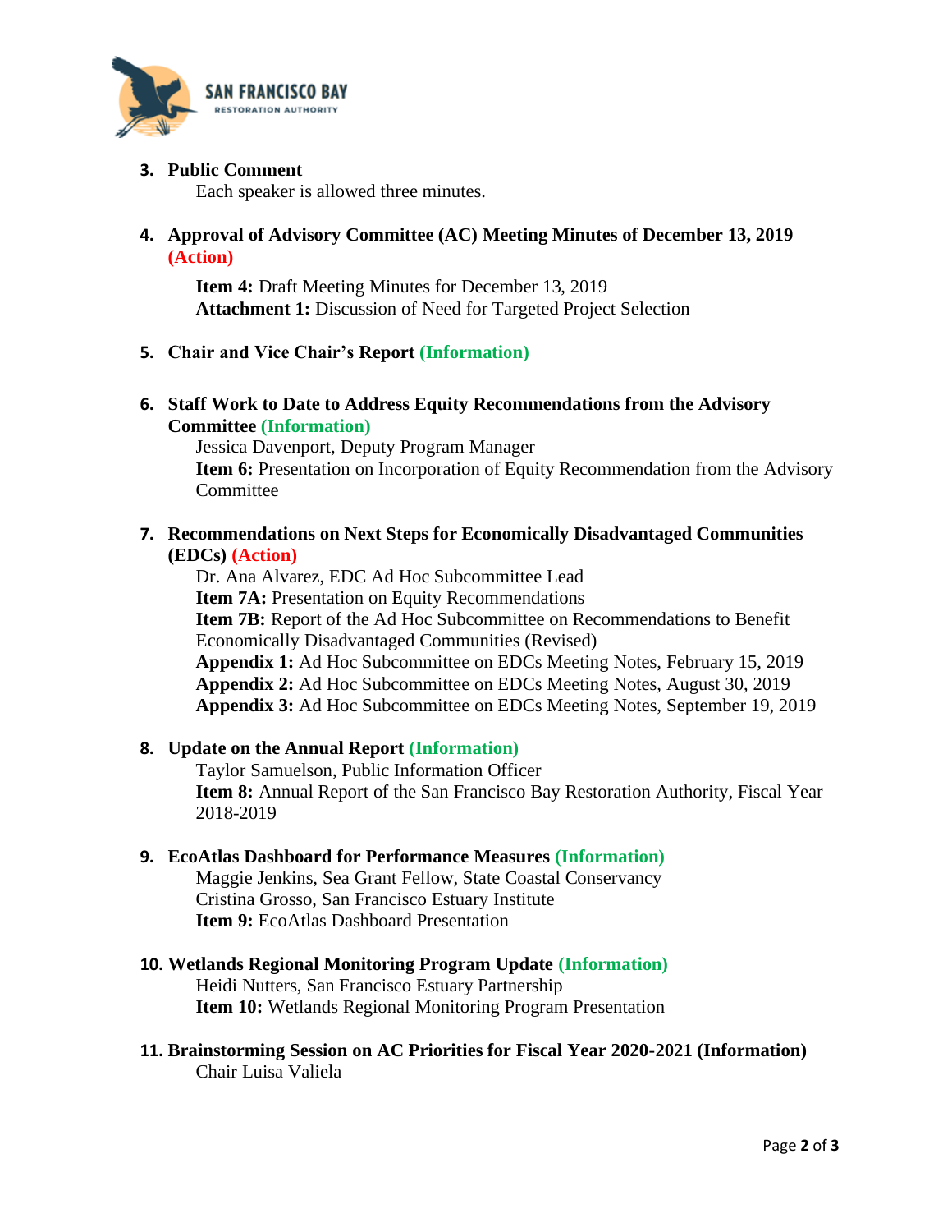3. **Public Comment**
   Each speaker is allowed three minutes.

4. **Approval of Advisory Committee (AC) Meeting Minutes of December 13, 2019 (Action)**

   **Item 4:** Draft Meeting Minutes for December 13, 2019
   **Attachment 1:** Discussion of Need for Targeted Project Selection

5. **Chair and Vice Chair's Report (Information)**

6. **Staff Work to Date to Address Equity Recommendations from the Advisory Committee (Information)**
   Jessica Davenport, Deputy Program Manager
   **Item 6:** Presentation on Incorporation of Equity Recommendation from the Advisory Committee

7. **Recommendations on Next Steps for Economically Disadvantaged Communities (EDCs) (Action)**
   Dr. Ana Alvarez, EDC Ad Hoc Subcommittee Lead
   **Item 7A:** Presentation on Equity Recommendations
   **Item 7B:** Report of the Ad Hoc Subcommittee on Recommendations to Benefit Economically Disadvantaged Communities (Revised)
   **Appendix 1:** Ad Hoc Subcommittee on EDCs Meeting Notes, February 15, 2019
   **Appendix 2:** Ad Hoc Subcommittee on EDCs Meeting Notes, August 30, 2019
   **Appendix 3:** Ad Hoc Subcommittee on EDCs Meeting Notes, September 19, 2019

8. **Update on the Annual Report (Information)**
   Taylor Samuelson, Public Information Officer
   **Item 8:** Annual Report of the San Francisco Bay Restoration Authority, Fiscal Year 2018-2019

9. **EcoAtlas Dashboard for Performance Measures (Information)**
   Maggie Jenkins, Sea Grant Fellow, State Coastal Conservancy
   Cristina Grosso, San Francisco Estuary Institute
   **Item 9:** EcoAtlas Dashboard Presentation

10. **Wetlands Regional Monitoring Program Update (Information)**
    Heidi Nutters, San Francisco Estuary Partnership
    **Item 10:** Wetlands Regional Monitoring Program Presentation

11. **Brainstorming Session on AC Priorities for Fiscal Year 2020-2021 (Information)**
    Chair Luisa Valiela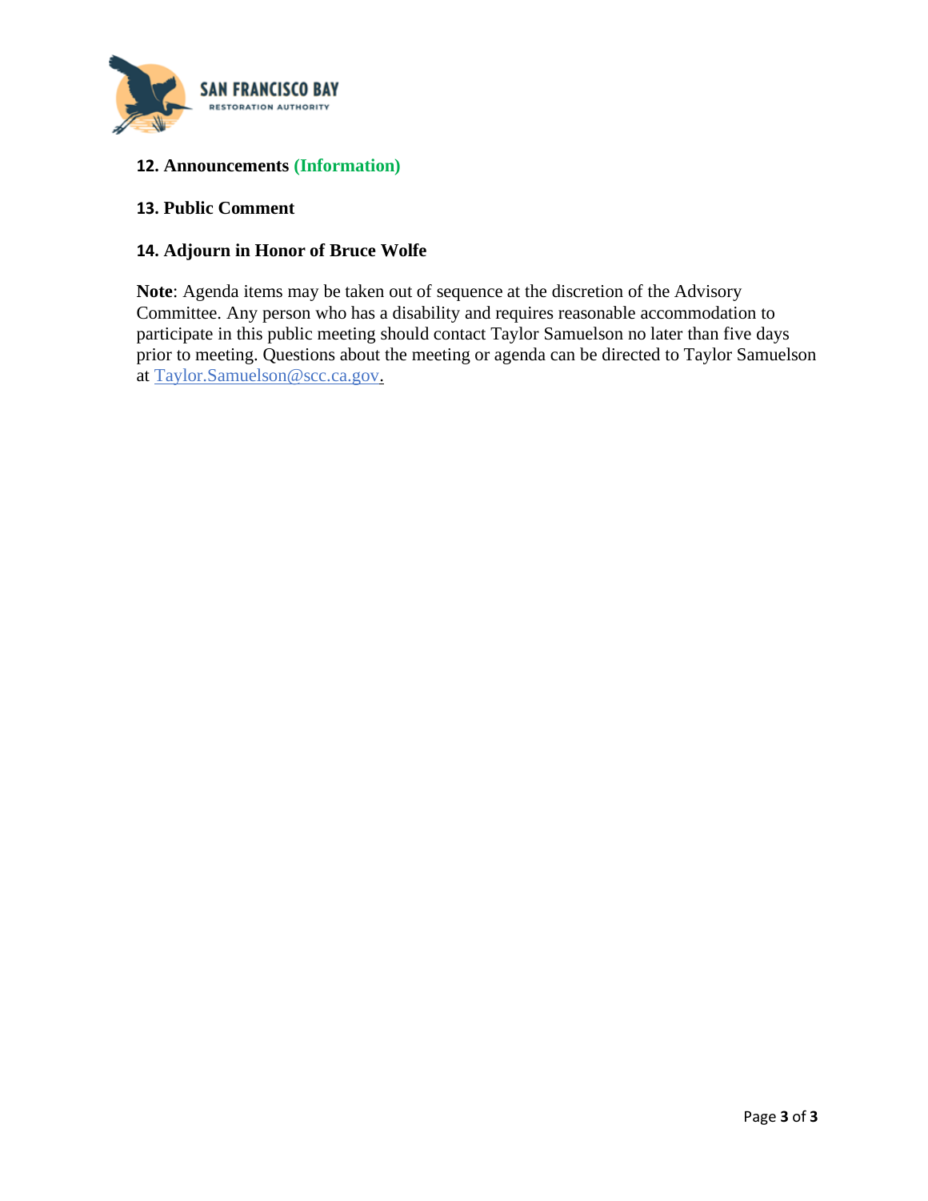**12. Announcements (Information)**

**13. Public Comment**

**14. Adjourn in Honor of Bruce Wolfe**

**Note**: Agenda items may be taken out of sequence at the discretion of the Advisory Committee. Any person who has a disability and requires reasonable accommodation to participate in this public meeting should contact Taylor Samuelson no later than five days prior to meeting. Questions about the meeting or agenda can be directed to Taylor Samuelson at Taylor.Samuelson@scc.ca.gov.